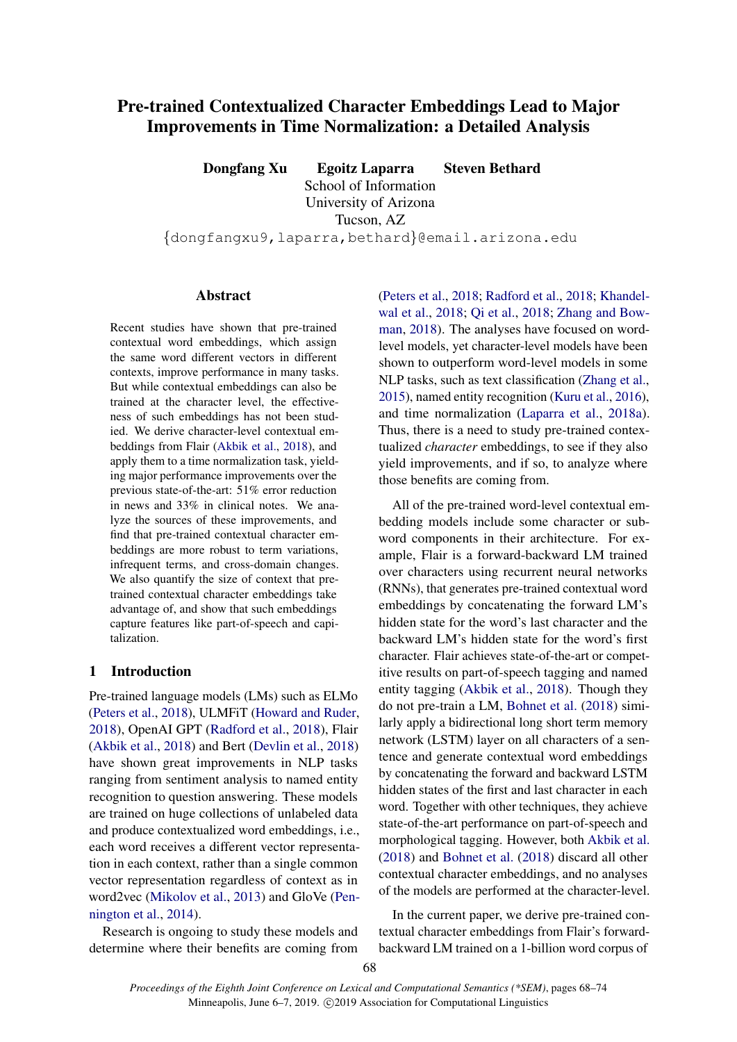# Pre-trained Contextualized Character Embeddings Lead to Major Improvements in Time Normalization: a Detailed Analysis

**Dongfang Xu    Egoitz Laparra    Steven Bethard**
School of Information
University of Arizona
Tucson, AZ
{dongfangxu9,laparra,bethard}@email.arizona.edu

## Abstract

Recent studies have shown that pre-trained contextual word embeddings, which assign the same word different vectors in different contexts, improve performance in many tasks. But while contextual embeddings can also be trained at the character level, the effectiveness of such embeddings has not been studied. We derive character-level contextual embeddings from Flair (Akbik et al., 2018), and apply them to a time normalization task, yielding major performance improvements over the previous state-of-the-art: 51% error reduction in news and 33% in clinical notes. We analyze the sources of these improvements, and find that pre-trained contextual character embeddings are more robust to term variations, infrequent terms, and cross-domain changes. We also quantify the size of context that pre-trained contextual character embeddings take advantage of, and show that such embeddings capture features like part-of-speech and capitalization.

## 1 Introduction

Pre-trained language models (LMs) such as ELMo (Peters et al., 2018), ULMFiT (Howard and Ruder, 2018), OpenAI GPT (Radford et al., 2018), Flair (Akbik et al., 2018) and Bert (Devlin et al., 2018) have shown great improvements in NLP tasks ranging from sentiment analysis to named entity recognition to question answering. These models are trained on huge collections of unlabeled data and produce contextualized word embeddings, i.e., each word receives a different vector representation in each context, rather than a single common vector representation regardless of context as in word2vec (Mikolov et al., 2013) and GloVe (Pennington et al., 2014).

Research is ongoing to study these models and determine where their benefits are coming from (Peters et al., 2018; Radford et al., 2018; Khandelwal et al., 2018; Qi et al., 2018; Zhang and Bowman, 2018). The analyses have focused on word-level models, yet character-level models have been shown to outperform word-level models in some NLP tasks, such as text classification (Zhang et al., 2015), named entity recognition (Kuru et al., 2016), and time normalization (Laparra et al., 2018a). Thus, there is a need to study pre-trained contextualized *character* embeddings, to see if they also yield improvements, and if so, to analyze where those benefits are coming from.

All of the pre-trained word-level contextual embedding models include some character or subword components in their architecture. For example, Flair is a forward-backward LM trained over characters using recurrent neural networks (RNNs), that generates pre-trained contextual word embeddings by concatenating the forward LM's hidden state for the word's last character and the backward LM's hidden state for the word's first character. Flair achieves state-of-the-art or competitive results on part-of-speech tagging and named entity tagging (Akbik et al., 2018). Though they do not pre-train a LM, Bohnet et al. (2018) similarly apply a bidirectional long short term memory network (LSTM) layer on all characters of a sentence and generate contextual word embeddings by concatenating the forward and backward LSTM hidden states of the first and last character in each word. Together with other techniques, they achieve state-of-the-art performance on part-of-speech and morphological tagging. However, both Akbik et al. (2018) and Bohnet et al. (2018) discard all other contextual character embeddings, and no analyses of the models are performed at the character-level.

In the current paper, we derive pre-trained contextual character embeddings from Flair's forward-backward LM trained on a 1-billion word corpus of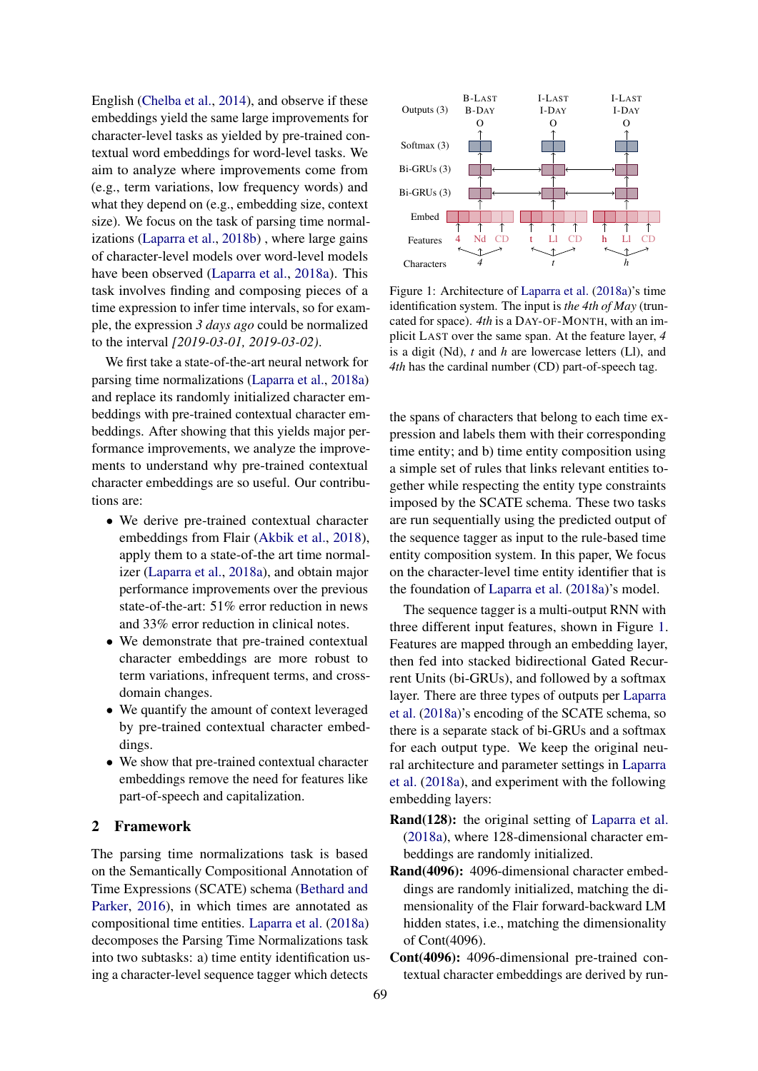English (Chelba et al., 2014), and observe if these embeddings yield the same large improvements for character-level tasks as yielded by pre-trained contextual word embeddings for word-level tasks. We aim to analyze where improvements come from (e.g., term variations, low frequency words) and what they depend on (e.g., embedding size, context size). We focus on the task of parsing time normalizations (Laparra et al., 2018b) , where large gains of character-level models over word-level models have been observed (Laparra et al., 2018a). This task involves finding and composing pieces of a time expression to infer time intervals, so for example, the expression *3 days ago* could be normalized to the interval *[2019-03-01, 2019-03-02)*.

We first take a state-of-the-art neural network for parsing time normalizations (Laparra et al., 2018a) and replace its randomly initialized character embeddings with pre-trained contextual character embeddings. After showing that this yields major performance improvements, we analyze the improvements to understand why pre-trained contextual character embeddings are so useful. Our contributions are:

- We derive pre-trained contextual character embeddings from Flair (Akbik et al., 2018), apply them to a state-of-the art time normalizer (Laparra et al., 2018a), and obtain major performance improvements over the previous state-of-the-art: 51% error reduction in news and 33% error reduction in clinical notes.
- We demonstrate that pre-trained contextual character embeddings are more robust to term variations, infrequent terms, and cross-domain changes.
- We quantify the amount of context leveraged by pre-trained contextual character embeddings.
- We show that pre-trained contextual character embeddings remove the need for features like part-of-speech and capitalization.

## 2 Framework

The parsing time normalizations task is based on the Semantically Compositional Annotation of Time Expressions (SCATE) schema (Bethard and Parker, 2016), in which times are annotated as compositional time entities. Laparra et al. (2018a) decomposes the Parsing Time Normalizations task into two subtasks: a) time entity identification using a character-level sequence tagger which detects the spans of characters that belong to each time expression and labels them with their corresponding time entity; and b) time entity composition using a simple set of rules that links relevant entities together while respecting the entity type constraints imposed by the SCATE schema. These two tasks are run sequentially using the predicted output of the sequence tagger as input to the rule-based time entity composition system. In this paper, We focus on the character-level time entity identifier that is the foundation of Laparra et al. (2018a)'s model.

Figure 1: Architecture of Laparra et al. (2018a)'s time identification system. The input is *the 4th of May* (truncated for space). *4th* is a DAY-OF-MONTH, with an implicit LAST over the same span. At the feature layer, *4* is a digit (Nd), *t* and *h* are lowercase letters (Ll), and *4th* has the cardinal number (CD) part-of-speech tag.

The sequence tagger is a multi-output RNN with three different input features, shown in Figure 1. Features are mapped through an embedding layer, then fed into stacked bidirectional Gated Recurrent Units (bi-GRUs), and followed by a softmax layer. There are three types of outputs per Laparra et al. (2018a)'s encoding of the SCATE schema, so there is a separate stack of bi-GRUs and a softmax for each output type. We keep the original neural architecture and parameter settings in Laparra et al. (2018a), and experiment with the following embedding layers:

**Rand(128):** the original setting of Laparra et al. (2018a), where 128-dimensional character embeddings are randomly initialized.

**Rand(4096):** 4096-dimensional character embeddings are randomly initialized, matching the dimensionality of the Flair forward-backward LM hidden states, i.e., matching the dimensionality of Cont(4096).

**Cont(4096):** 4096-dimensional pre-trained contextual character embeddings are derived by run-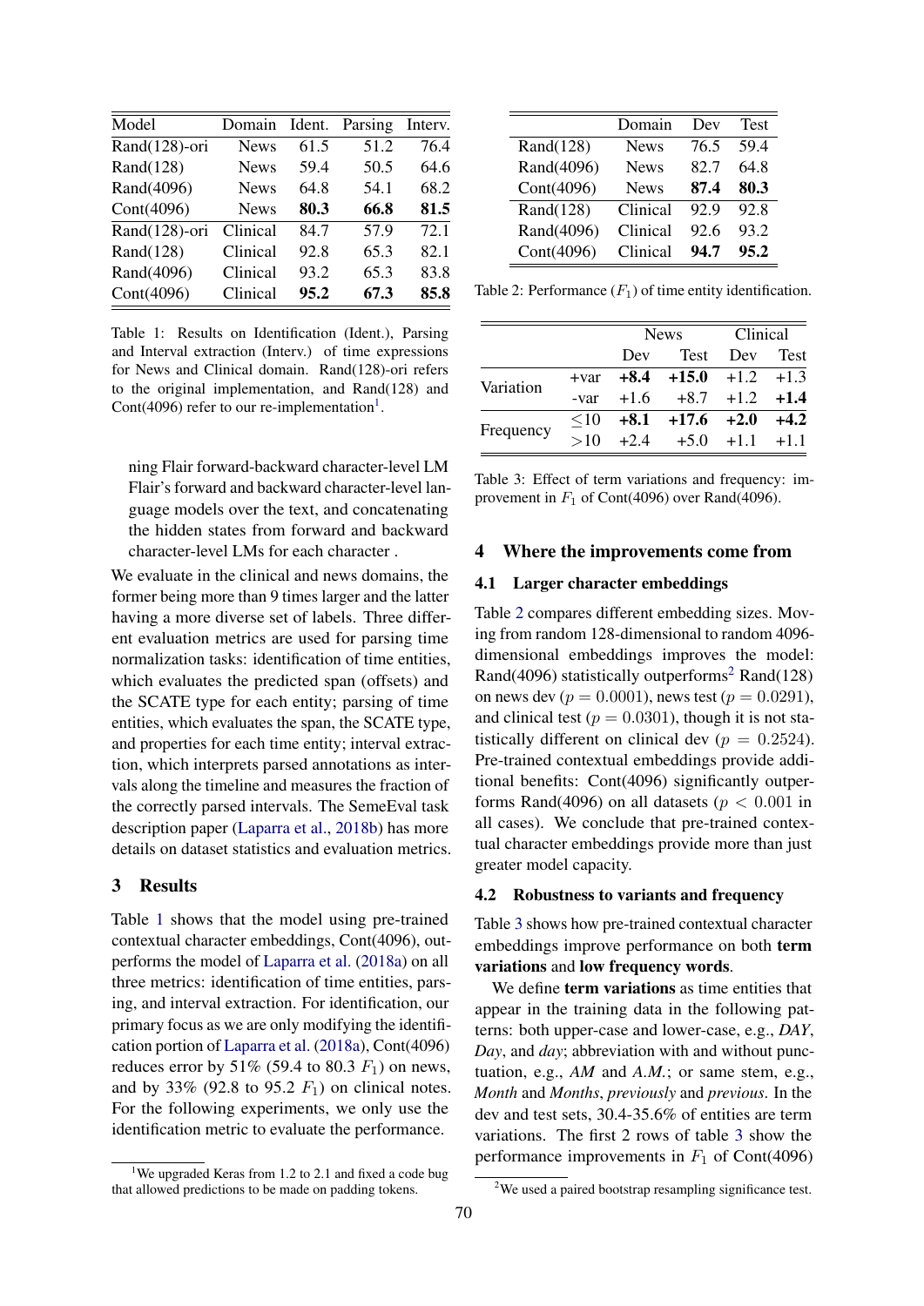| Model | Domain | Ident. | Parsing | Interv. |
|---|---|---|---|---|
| Rand(128)-ori | News | 61.5 | 51.2 | 76.4 |
| Rand(128) | News | 59.4 | 50.5 | 64.6 |
| Rand(4096) | News | 64.8 | 54.1 | 68.2 |
| Cont(4096) | News | **80.3** | **66.8** | **81.5** |
| Rand(128)-ori | Clinical | 84.7 | 57.9 | 72.1 |
| Rand(128) | Clinical | 92.8 | 65.3 | 82.1 |
| Rand(4096) | Clinical | 93.2 | 65.3 | 83.8 |
| Cont(4096) | Clinical | **95.2** | **67.3** | **85.8** |

Table 1: Results on Identification (Ident.), Parsing and Interval extraction (Interv.) of time expressions for News and Clinical domain. Rand(128)-ori refers to the original implementation, and Rand(128) and Cont(4096) refer to our re-implementation[1].

ning Flair forward-backward character-level LM Flair's forward and backward character-level language models over the text, and concatenating the hidden states from forward and backward character-level LMs for each character .

We evaluate in the clinical and news domains, the former being more than 9 times larger and the latter having a more diverse set of labels. Three different evaluation metrics are used for parsing time normalization tasks: identification of time entities, which evaluates the predicted span (offsets) and the SCATE type for each entity; parsing of time entities, which evaluates the span, the SCATE type, and properties for each time entity; interval extraction, which interprets parsed annotations as intervals along the timeline and measures the fraction of the correctly parsed intervals. The SemeEval task description paper (Laparra et al., 2018b) has more details on dataset statistics and evaluation metrics.

## 3 Results

Table 1 shows that the model using pre-trained contextual character embeddings, Cont(4096), outperforms the model of Laparra et al. (2018a) on all three metrics: identification of time entities, parsing, and interval extraction. For identification, our primary focus as we are only modifying the identification portion of Laparra et al. (2018a), Cont(4096) reduces error by 51% (59.4 to 80.3 $F_1$) on news, and by 33% (92.8 to 95.2 $F_1$) on clinical notes. For the following experiments, we only use the identification metric to evaluate the performance.

[1] We upgraded Keras from 1.2 to 2.1 and fixed a code bug that allowed predictions to be made on padding tokens.

| | Domain | Dev | Test |
|---|---|---|---|
| Rand(128) | News | 76.5 | 59.4 |
| Rand(4096) | News | 82.7 | 64.8 |
| Cont(4096) | News | **87.4** | **80.3** |
| Rand(128) | Clinical | 92.9 | 92.8 |
| Rand(4096) | Clinical | 92.6 | 93.2 |
| Cont(4096) | Clinical | **94.7** | **95.2** |

Table 2: Performance ($F_1$) of time entity identification.

| | | News | | Clinical | |
|---|---|---|---|---|---|
| | | Dev | Test | Dev | Test |
| Variation | +var | **+8.4** | **+15.0** | +1.2 | +1.3 |
| | -var | +1.6 | +8.7 | +1.2 | **+1.4** |
| Frequency | $\leq$10 | **+8.1** | **+17.6** | **+2.0** | **+4.2** |
| | >10 | +2.4 | +5.0 | +1.1 | +1.1 |

Table 3: Effect of term variations and frequency: improvement in $F_1$ of Cont(4096) over Rand(4096).

## 4 Where the improvements come from

### 4.1 Larger character embeddings

Table 2 compares different embedding sizes. Moving from random 128-dimensional to random 4096-dimensional embeddings improves the model: Rand(4096) statistically outperforms[2] Rand(128) on news dev ($p = 0.0001$), news test ($p = 0.0291$), and clinical test ($p = 0.0301$), though it is not statistically different on clinical dev ($p = 0.2524$). Pre-trained contextual embeddings provide additional benefits: Cont(4096) significantly outperforms Rand(4096) on all datasets ($p < 0.001$ in all cases). We conclude that pre-trained contextual character embeddings provide more than just greater model capacity.

### 4.2 Robustness to variants and frequency

Table 3 shows how pre-trained contextual character embeddings improve performance on both **term variations** and **low frequency words**.

We define **term variations** as time entities that appear in the training data in the following patterns: both upper-case and lower-case, e.g., *DAY*, *Day*, and *day*; abbreviation with and without punctuation, e.g., *AM* and *A.M.*; or same stem, e.g., *Month* and *Months*, *previously* and *previous*. In the dev and test sets, 30.4-35.6% of entities are term variations. The first 2 rows of table 3 show the performance improvements in $F_1$ of Cont(4096)

[2] We used a paired bootstrap resampling significance test.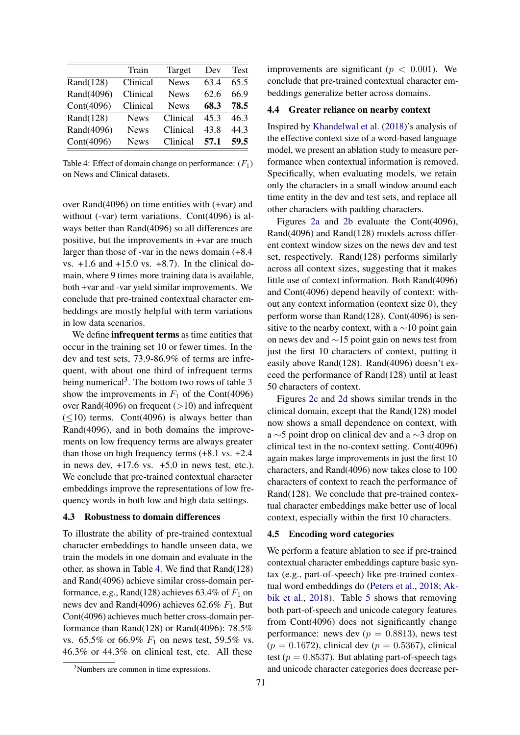|  | Train | Target | Dev | Test |
|---|---|---|---|---|
| Rand(128) | Clinical | News | 63.4 | 65.5 |
| Rand(4096) | Clinical | News | 62.6 | 66.9 |
| Cont(4096) | Clinical | News | **68.3** | **78.5** |
| Rand(128) | News | Clinical | 45.3 | 46.3 |
| Rand(4096) | News | Clinical | 43.8 | 44.3 |
| Cont(4096) | News | Clinical | **57.1** | **59.5** |

Table 4: Effect of domain change on performance: ($F_1$) on News and Clinical datasets.

over Rand(4096) on time entities with (+var) and without (-var) term variations. Cont(4096) is always better than Rand(4096) so all differences are positive, but the improvements in +var are much larger than those of -var in the news domain (+8.4 vs. +1.6 and +15.0 vs. +8.7). In the clinical domain, where 9 times more training data is available, both +var and -var yield similar improvements. We conclude that pre-trained contextual character embeddings are mostly helpful with term variations in low data scenarios.

We define **infrequent terms** as time entities that occur in the training set 10 or fewer times. In the dev and test sets, 73.9-86.9% of terms are infrequent, with about one third of infrequent terms being numerical[3]. The bottom two rows of table 3 show the improvements in $F_1$ of the Cont(4096) over Rand(4096) on frequent (>10) and infrequent ($\leq$10) terms. Cont(4096) is always better than Rand(4096), and in both domains the improvements on low frequency terms are always greater than those on high frequency terms (+8.1 vs. +2.4 in news dev, +17.6 vs. +5.0 in news test, etc.). We conclude that pre-trained contextual character embeddings improve the representations of low frequency words in both low and high data settings.

### 4.3 Robustness to domain differences

To illustrate the ability of pre-trained contextual character embeddings to handle unseen data, we train the models in one domain and evaluate in the other, as shown in Table 4. We find that Rand(128) and Rand(4096) achieve similar cross-domain performance, e.g., Rand(128) achieves 63.4% of $F_1$ on news dev and Rand(4096) achieves 62.6% $F_1$. But Cont(4096) achieves much better cross-domain performance than Rand(128) or Rand(4096): 78.5% vs. 65.5% or 66.9% $F_1$ on news test, 59.5% vs. 46.3% or 44.3% on clinical test, etc. All these improvements are significant ($p < 0.001$). We conclude that pre-trained contextual character embeddings generalize better across domains.

### 4.4 Greater reliance on nearby context

Inspired by Khandelwal et al. (2018)'s analysis of the effective context size of a word-based language model, we present an ablation study to measure performance when contextual information is removed. Specifically, when evaluating models, we retain only the characters in a small window around each time entity in the dev and test sets, and replace all other characters with padding characters.

Figures 2a and 2b evaluate the Cont(4096), Rand(4096) and Rand(128) models across different context window sizes on the news dev and test set, respectively. Rand(128) performs similarly across all context sizes, suggesting that it makes little use of context information. Both Rand(4096) and Cont(4096) depend heavily of context: without any context information (context size 0), they perform worse than Rand(128). Cont(4096) is sensitive to the nearby context, with a ∼10 point gain on news dev and ∼15 point gain on news test from just the first 10 characters of context, putting it easily above Rand(128). Rand(4096) doesn't exceed the performance of Rand(128) until at least 50 characters of context.

Figures 2c and 2d shows similar trends in the clinical domain, except that the Rand(128) model now shows a small dependence on context, with a ∼5 point drop on clinical dev and a ∼3 drop on clinical test in the no-context setting. Cont(4096) again makes large improvements in just the first 10 characters, and Rand(4096) now takes close to 100 characters of context to reach the performance of Rand(128). We conclude that pre-trained contextual character embeddings make better use of local context, especially within the first 10 characters.

### 4.5 Encoding word categories

We perform a feature ablation to see if pre-trained contextual character embeddings capture basic syntax (e.g., part-of-speech) like pre-trained contextual word embeddings do (Peters et al., 2018; Akbik et al., 2018). Table 5 shows that removing both part-of-speech and unicode category features from Cont(4096) does not significantly change performance: news dev ($p = 0.8813$), news test ($p = 0.1672$), clinical dev ($p = 0.5367$), clinical test ($p = 0.8537$). But ablating part-of-speech tags and unicode character categories does decrease per-

[3] Numbers are common in time expressions.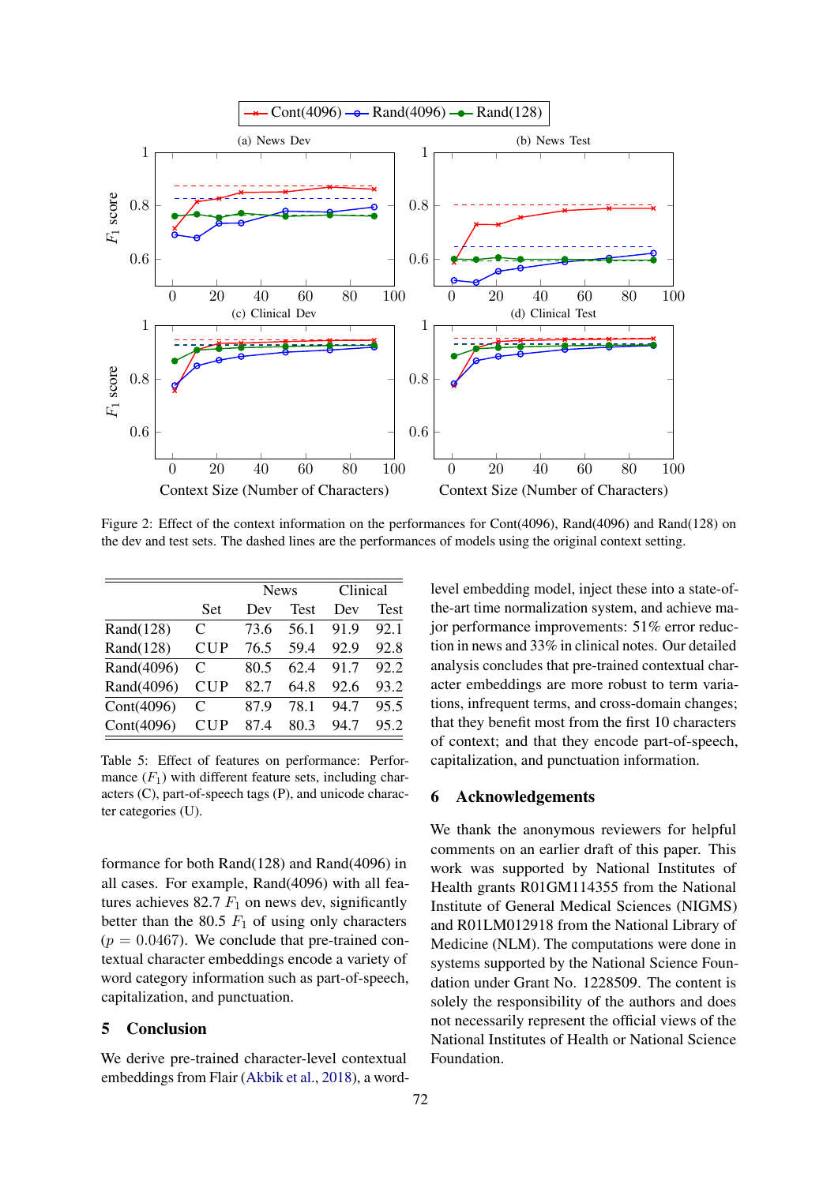Figure 2: Effect of the context information on the performances for Cont(4096), Rand(4096) and Rand(128) on the dev and test sets. The dashed lines are the performances of models using the original context setting.

| | | News | | Clinical | |
|---|---|---|---|---|---|
| | Set | Dev | Test | Dev | Test |
| Rand(128) | C | 73.6 | 56.1 | 91.9 | 92.1 |
| Rand(128) | CUP | 76.5 | 59.4 | 92.9 | 92.8 |
| Rand(4096) | C | 80.5 | 62.4 | 91.7 | 92.2 |
| Rand(4096) | CUP | 82.7 | 64.8 | 92.6 | 93.2 |
| Cont(4096) | C | 87.9 | 78.1 | 94.7 | 95.5 |
| Cont(4096) | CUP | 87.4 | 80.3 | 94.7 | 95.2 |

Table 5: Effect of features on performance: Performance ($F_1$) with different feature sets, including characters (C), part-of-speech tags (P), and unicode character categories (U).

formance for both Rand(128) and Rand(4096) in all cases. For example, Rand(4096) with all features achieves 82.7 $F_1$ on news dev, significantly better than the 80.5 $F_1$ of using only characters ($p = 0.0467$). We conclude that pre-trained contextual character embeddings encode a variety of word category information such as part-of-speech, capitalization, and punctuation.

## 5 Conclusion

We derive pre-trained character-level contextual embeddings from Flair (Akbik et al., 2018), a word-level embedding model, inject these into a state-of-the-art time normalization system, and achieve major performance improvements: 51% error reduction in news and 33% in clinical notes. Our detailed analysis concludes that pre-trained contextual character embeddings are more robust to term variations, infrequent terms, and cross-domain changes; that they benefit most from the first 10 characters of context; and that they encode part-of-speech, capitalization, and punctuation information.

## 6 Acknowledgements

We thank the anonymous reviewers for helpful comments on an earlier draft of this paper. This work was supported by National Institutes of Health grants R01GM114355 from the National Institute of General Medical Sciences (NIGMS) and R01LM012918 from the National Library of Medicine (NLM). The computations were done in systems supported by the National Science Foundation under Grant No. 1228509. The content is solely the responsibility of the authors and does not necessarily represent the official views of the National Institutes of Health or National Science Foundation.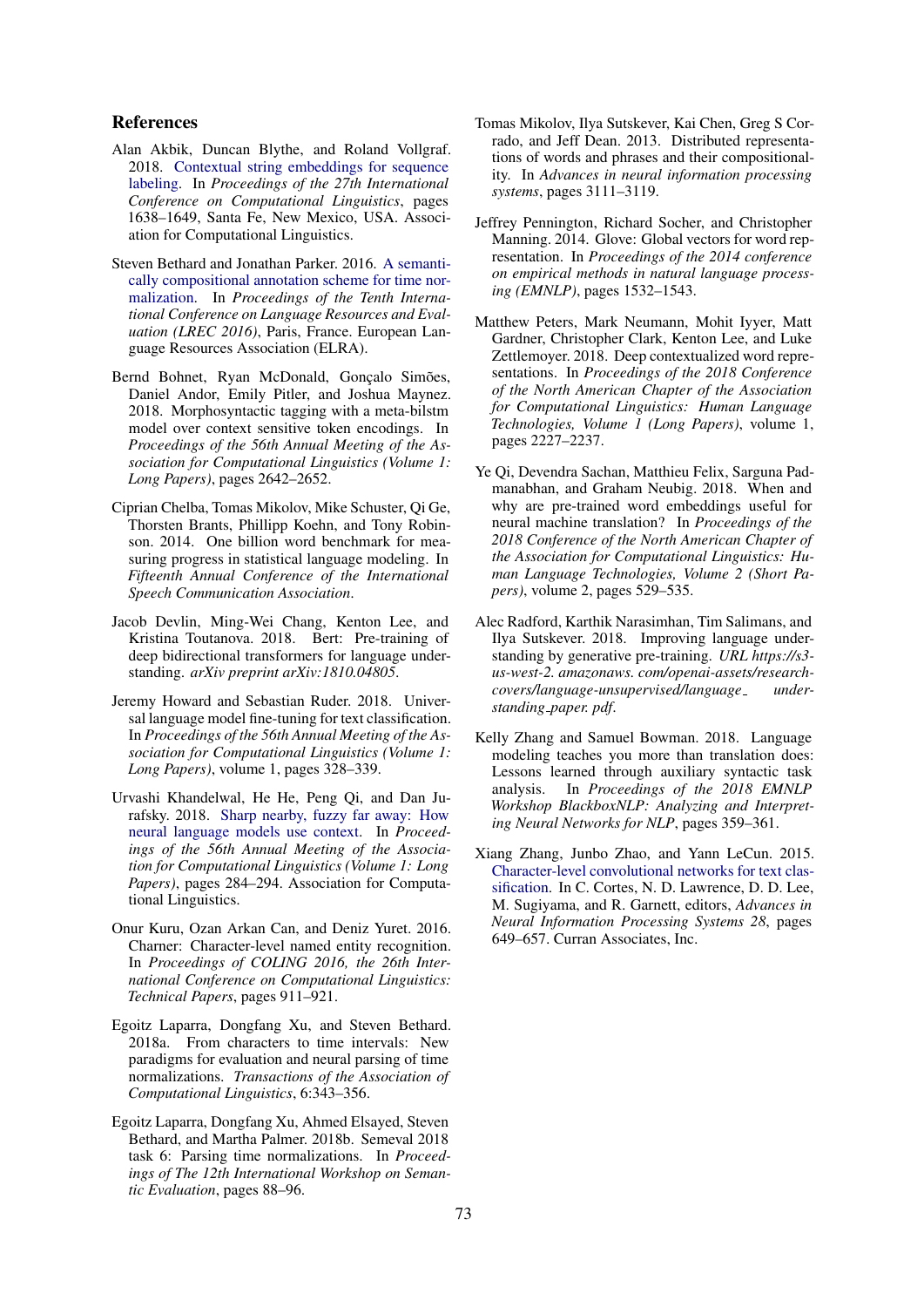## References

Alan Akbik, Duncan Blythe, and Roland Vollgraf. 2018. Contextual string embeddings for sequence labeling. In *Proceedings of the 27th International Conference on Computational Linguistics*, pages 1638–1649, Santa Fe, New Mexico, USA. Association for Computational Linguistics.

Steven Bethard and Jonathan Parker. 2016. A semantically compositional annotation scheme for time normalization. In *Proceedings of the Tenth International Conference on Language Resources and Evaluation (LREC 2016)*, Paris, France. European Language Resources Association (ELRA).

Bernd Bohnet, Ryan McDonald, Gonçalo Simões, Daniel Andor, Emily Pitler, and Joshua Maynez. 2018. Morphosyntactic tagging with a meta-bilstm model over context sensitive token encodings. In *Proceedings of the 56th Annual Meeting of the Association for Computational Linguistics (Volume 1: Long Papers)*, pages 2642–2652.

Ciprian Chelba, Tomas Mikolov, Mike Schuster, Qi Ge, Thorsten Brants, Phillipp Koehn, and Tony Robinson. 2014. One billion word benchmark for measuring progress in statistical language modeling. In *Fifteenth Annual Conference of the International Speech Communication Association*.

Jacob Devlin, Ming-Wei Chang, Kenton Lee, and Kristina Toutanova. 2018. Bert: Pre-training of deep bidirectional transformers for language understanding. *arXiv preprint arXiv:1810.04805*.

Jeremy Howard and Sebastian Ruder. 2018. Universal language model fine-tuning for text classification. In *Proceedings of the 56th Annual Meeting of the Association for Computational Linguistics (Volume 1: Long Papers)*, volume 1, pages 328–339.

Urvashi Khandelwal, He He, Peng Qi, and Dan Jurafsky. 2018. Sharp nearby, fuzzy far away: How neural language models use context. In *Proceedings of the 56th Annual Meeting of the Association for Computational Linguistics (Volume 1: Long Papers)*, pages 284–294. Association for Computational Linguistics.

Onur Kuru, Ozan Arkan Can, and Deniz Yuret. 2016. Charner: Character-level named entity recognition. In *Proceedings of COLING 2016, the 26th International Conference on Computational Linguistics: Technical Papers*, pages 911–921.

Egoitz Laparra, Dongfang Xu, and Steven Bethard. 2018a. From characters to time intervals: New paradigms for evaluation and neural parsing of time normalizations. *Transactions of the Association of Computational Linguistics*, 6:343–356.

Egoitz Laparra, Dongfang Xu, Ahmed Elsayed, Steven Bethard, and Martha Palmer. 2018b. Semeval 2018 task 6: Parsing time normalizations. In *Proceedings of The 12th International Workshop on Semantic Evaluation*, pages 88–96.

Tomas Mikolov, Ilya Sutskever, Kai Chen, Greg S Corrado, and Jeff Dean. 2013. Distributed representations of words and phrases and their compositionality. In *Advances in neural information processing systems*, pages 3111–3119.

Jeffrey Pennington, Richard Socher, and Christopher Manning. 2014. Glove: Global vectors for word representation. In *Proceedings of the 2014 conference on empirical methods in natural language processing (EMNLP)*, pages 1532–1543.

Matthew Peters, Mark Neumann, Mohit Iyyer, Matt Gardner, Christopher Clark, Kenton Lee, and Luke Zettlemoyer. 2018. Deep contextualized word representations. In *Proceedings of the 2018 Conference of the North American Chapter of the Association for Computational Linguistics: Human Language Technologies, Volume 1 (Long Papers)*, volume 1, pages 2227–2237.

Ye Qi, Devendra Sachan, Matthieu Felix, Sarguna Padmanabhan, and Graham Neubig. 2018. When and why are pre-trained word embeddings useful for neural machine translation? In *Proceedings of the 2018 Conference of the North American Chapter of the Association for Computational Linguistics: Human Language Technologies, Volume 2 (Short Papers)*, volume 2, pages 529–535.

Alec Radford, Karthik Narasimhan, Tim Salimans, and Ilya Sutskever. 2018. Improving language understanding by generative pre-training. *URL https://s3-us-west-2. amazonaws. com/openai-assets/research-covers/language-unsupervised/language_ understanding_paper. pdf*.

Kelly Zhang and Samuel Bowman. 2018. Language modeling teaches you more than translation does: Lessons learned through auxiliary syntactic task analysis. In *Proceedings of the 2018 EMNLP Workshop BlackboxNLP: Analyzing and Interpreting Neural Networks for NLP*, pages 359–361.

Xiang Zhang, Junbo Zhao, and Yann LeCun. 2015. Character-level convolutional networks for text classification. In C. Cortes, N. D. Lawrence, D. D. Lee, M. Sugiyama, and R. Garnett, editors, *Advances in Neural Information Processing Systems 28*, pages 649–657. Curran Associates, Inc.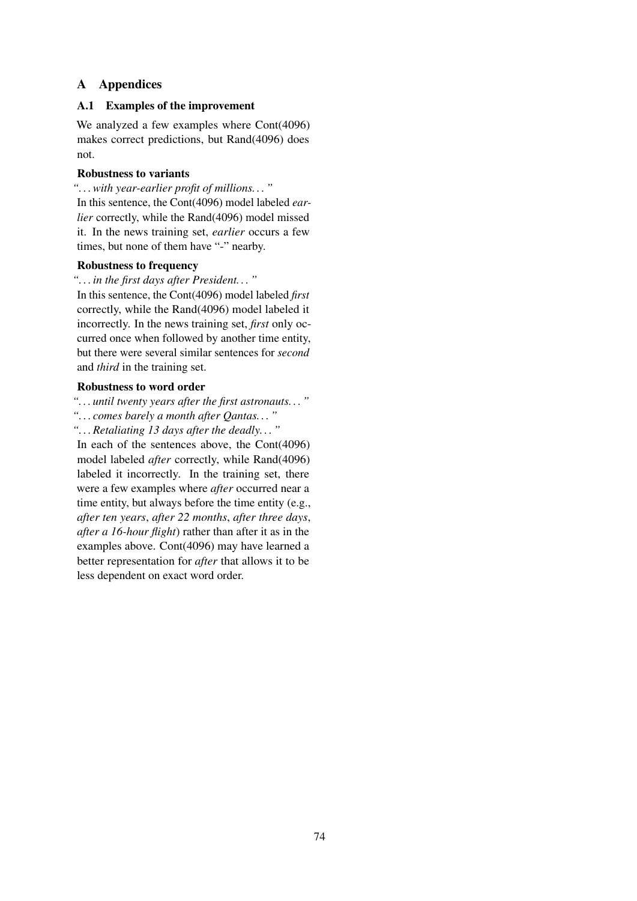# A Appendices

## A.1 Examples of the improvement

We analyzed a few examples where Cont(4096) makes correct predictions, but Rand(4096) does not.

**Robustness to variants**

*"... with year-earlier profit of millions..."*

In this sentence, the Cont(4096) model labeled *earlier* correctly, while the Rand(4096) model missed it. In the news training set, *earlier* occurs a few times, but none of them have "-" nearby.

**Robustness to frequency**

*"... in the first days after President..."*

In this sentence, the Cont(4096) model labeled *first* correctly, while the Rand(4096) model labeled it incorrectly. In the news training set, *first* only occurred once when followed by another time entity, but there were several similar sentences for *second* and *third* in the training set.

**Robustness to word order**

*"... until twenty years after the first astronauts..."*

*"... comes barely a month after Qantas..."*

*"... Retaliating 13 days after the deadly..."*

In each of the sentences above, the Cont(4096) model labeled *after* correctly, while Rand(4096) labeled it incorrectly. In the training set, there were a few examples where *after* occurred near a time entity, but always before the time entity (e.g., *after ten years*, *after 22 months*, *after three days*, *after a 16-hour flight*) rather than after it as in the examples above. Cont(4096) may have learned a better representation for *after* that allows it to be less dependent on exact word order.